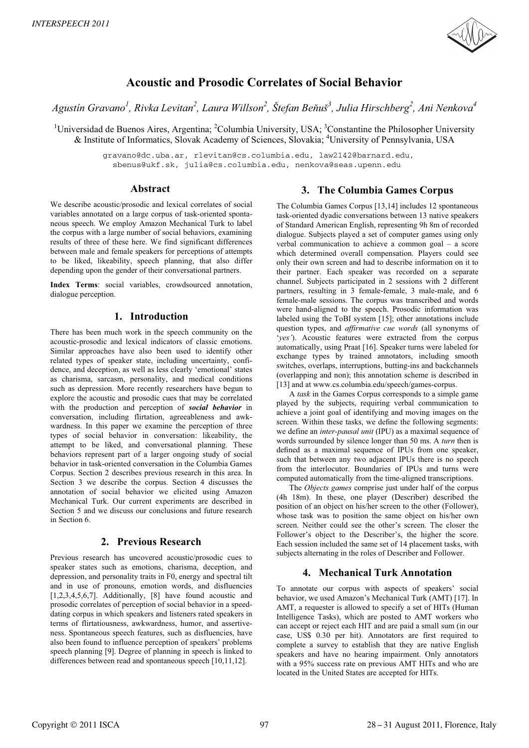# Acoustic and Prosodic Correlates of Social Behavior

*Agustín Gravano[1], Rivka Levitan[2], Laura Willson[2], Štefan Beňuš[3], Julia Hirschberg[2], Ani Nenkova[4]*

[1]Universidad de Buenos Aires, Argentina; [2]Columbia University, USA; [3]Constantine the Philosopher University & Institute of Informatics, Slovak Academy of Sciences, Slovakia; [4]University of Pennsylvania, USA

gravano@dc.uba.ar, rlevitan@cs.columbia.edu, law2142@barnard.edu, sbenus@ukf.sk, julia@cs.columbia.edu, nenkova@seas.upenn.edu

## Abstract

We describe acoustic/prosodic and lexical correlates of social variables annotated on a large corpus of task-oriented spontaneous speech. We employ Amazon Mechanical Turk to label the corpus with a large number of social behaviors, examining results of three of these here. We find significant differences between male and female speakers for perceptions of attempts to be liked, likeability, speech planning, that also differ depending upon the gender of their conversational partners.

**Index Terms**: social variables, crowdsourced annotation, dialogue perception.

## 1. Introduction

There has been much work in the speech community on the acoustic-prosodic and lexical indicators of classic emotions. Similar approaches have also been used to identify other related types of speaker state, including uncertainty, confidence, and deception, as well as less clearly 'emotional' states as charisma, sarcasm, personality, and medical conditions such as depression. More recently researchers have begun to explore the acoustic and prosodic cues that may be correlated with the production and perception of ***social behavior*** in conversation, including flirtation, agreeableness and awkwardness. In this paper we examine the perception of three types of social behavior in conversation: likeability, the attempt to be liked, and conversational planning. These behaviors represent part of a larger ongoing study of social behavior in task-oriented conversation in the Columbia Games Corpus. Section 2 describes previous research in this area. In Section 3 we describe the corpus. Section 4 discusses the annotation of social behavior we elicited using Amazon Mechanical Turk. Our current experiments are described in Section 5 and we discuss our conclusions and future research in Section 6.

## 2. Previous Research

Previous research has uncovered acoustic/prosodic cues to speaker states such as emotions, charisma, deception, and depression, and personality traits in F0, energy and spectral tilt and in use of pronouns, emotion words, and disfluencies [1,2,3,4,5,6,7]. Additionally, [8] have found acoustic and prosodic correlates of perception of social behavior in a speed-dating corpus in which speakers and listeners rated speakers in terms of flirtatiousness, awkwardness, humor, and assertiveness. Spontaneous speech features, such as disfluencies, have also been found to influence perception of speakers' problems speech planning [9]. Degree of planning in speech is linked to differences between read and spontaneous speech [10,11,12].

## 3. The Columbia Games Corpus

The Columbia Games Corpus [13,14] includes 12 spontaneous task-oriented dyadic conversations between 13 native speakers of Standard American English, representing 9h 8m of recorded dialogue. Subjects played a set of computer games using only verbal communication to achieve a common goal – a score which determined overall compensation. Players could see only their own screen and had to describe information on it to their partner. Each speaker was recorded on a separate channel. Subjects participated in 2 sessions with 2 different partners, resulting in 3 female-female, 3 male-male, and 6 female-male sessions. The corpus was transcribed and words were hand-aligned to the speech. Prosodic information was labeled using the ToBI system [15]; other annotations include question types, and *affirmative cue words* (all synonyms of '*yes*'). Acoustic features were extracted from the corpus automatically, using Praat [16]. Speaker turns were labeled for exchange types by trained annotators, including smooth switches, overlaps, interruptions, butting-ins and backchannels (overlapping and non); this annotation scheme is described in [13] and at www.cs.columbia.edu/speech/games-corpus.

A *task* in the Games Corpus corresponds to a simple game played by the subjects, requiring verbal communication to achieve a joint goal of identifying and moving images on the screen. Within these tasks, we define the following segments: we define an *inter-pausal unit* (IPU) as a maximal sequence of words surrounded by silence longer than 50 ms. A *turn* then is defined as a maximal sequence of IPUs from one speaker, such that between any two adjacent IPUs there is no speech from the interlocutor. Boundaries of IPUs and turns were computed automatically from the time-aligned transcriptions.

The *Objects games* comprise just under half of the corpus (4h 18m). In these, one player (Describer) described the position of an object on his/her screen to the other (Follower), whose task was to position the same object on his/her own screen. Neither could see the other's screen. The closer the Follower's object to the Describer's, the higher the score. Each session included the same set of 14 placement tasks, with subjects alternating in the roles of Describer and Follower.

## 4. Mechanical Turk Annotation

To annotate our corpus with aspects of speakers' social behavior, we used Amazon's Mechanical Turk (AMT) [17]. In AMT, a requester is allowed to specify a set of HITs (Human Intelligence Tasks), which are posted to AMT workers who can accept or reject each HIT and are paid a small sum (in our case, US$ 0.30 per hit). Annotators are first required to complete a survey to establish that they are native English speakers and have no hearing impairment. Only annotators with a 95% success rate on previous AMT HITs and who are located in the United States are accepted for HITs.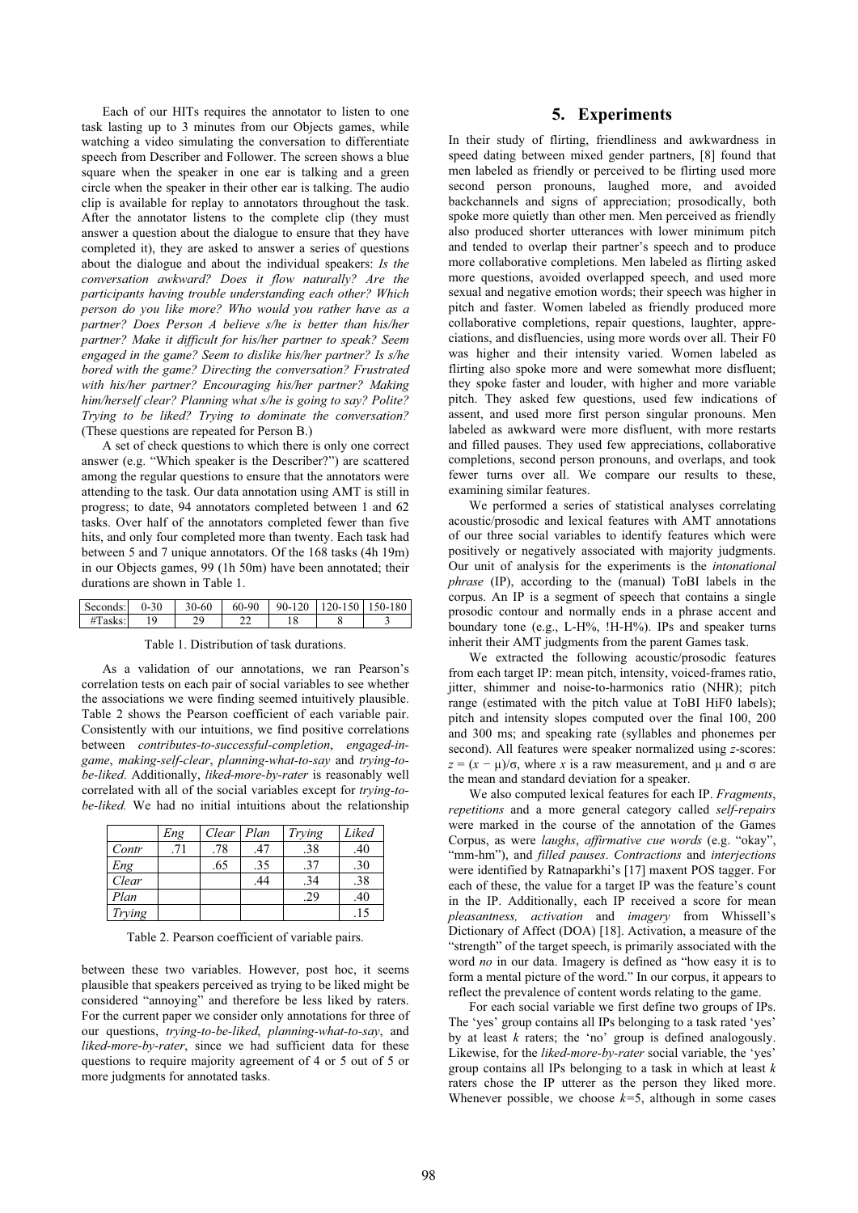Each of our HITs requires the annotator to listen to one task lasting up to 3 minutes from our Objects games, while watching a video simulating the conversation to differentiate speech from Describer and Follower. The screen shows a blue square when the speaker in one ear is talking and a green circle when the speaker in their other ear is talking. The audio clip is available for replay to annotators throughout the task. After the annotator listens to the complete clip (they must answer a question about the dialogue to ensure that they have completed it), they are asked to answer a series of questions about the dialogue and about the individual speakers: *Is the conversation awkward? Does it flow naturally? Are the participants having trouble understanding each other? Which person do you like more? Who would you rather have as a partner? Does Person A believe s/he is better than his/her partner? Make it difficult for his/her partner to speak? Seem engaged in the game? Seem to dislike his/her partner? Is s/he bored with the game? Directing the conversation? Frustrated with his/her partner? Encouraging his/her partner? Making him/herself clear? Planning what s/he is going to say? Polite? Trying to be liked? Trying to dominate the conversation?* (These questions are repeated for Person B.)

A set of check questions to which there is only one correct answer (e.g. "Which speaker is the Describer?") are scattered among the regular questions to ensure that the annotators were attending to the task. Our data annotation using AMT is still in progress; to date, 94 annotators completed between 1 and 62 tasks. Over half of the annotators completed fewer than five hits, and only four completed more than twenty. Each task had between 5 and 7 unique annotators. Of the 168 tasks (4h 19m) in our Objects games, 99 (1h 50m) have been annotated; their durations are shown in Table 1.

| Seconds: | 0-30 | 30-60 | 60-90 | 90-120 | 120-150 | 150-180 |
|---|---|---|---|---|---|---|
| #Tasks: | 19 | 29 | 22 | 18 | 8 | 3 |

Table 1. Distribution of task durations.

As a validation of our annotations, we ran Pearson's correlation tests on each pair of social variables to see whether the associations we were finding seemed intuitively plausible. Table 2 shows the Pearson coefficient of each variable pair. Consistently with our intuitions, we find positive correlations between *contributes-to-successful-completion*, *engaged-in-game*, *making-self-clear*, *planning-what-to-say* and *trying-to-be-liked*. Additionally, *liked-more-by-rater* is reasonably well correlated with all of the social variables except for *trying-to-be-liked.* We had no initial intuitions about the relationship between these two variables. However, post hoc, it seems plausible that speakers perceived as trying to be liked might be considered "annoying" and therefore be less liked by raters. For the current paper we consider only annotations for three of our questions, *trying-to-be-liked*, *planning-what-to-say*, and *liked-more-by-rater*, since we had sufficient data for these questions to require majority agreement of 4 or 5 out of 5 or more judgments for annotated tasks.

| | *Eng* | *Clear* | *Plan* | *Trying* | *Liked* |
|---|---|---|---|---|---|
| *Contr* | .71 | .78 | .47 | .38 | .40 |
| *Eng* | | .65 | .35 | .37 | .30 |
| *Clear* | | | .44 | .34 | .38 |
| *Plan* | | | | .29 | .40 |
| *Trying* | | | | | .15 |

Table 2. Pearson coefficient of variable pairs.

## 5. Experiments

In their study of flirting, friendliness and awkwardness in speed dating between mixed gender partners, [8] found that men labeled as friendly or perceived to be flirting used more second person pronouns, laughed more, and avoided backchannels and signs of appreciation; prosodically, both spoke more quietly than other men. Men perceived as friendly also produced shorter utterances with lower minimum pitch and tended to overlap their partner's speech and to produce more collaborative completions. Men labeled as flirting asked more questions, avoided overlapped speech, and used more sexual and negative emotion words; their speech was higher in pitch and faster. Women labeled as friendly produced more collaborative completions, repair questions, laughter, appreciations, and disfluencies, using more words over all. Their F0 was higher and their intensity varied. Women labeled as flirting also spoke more and were somewhat more disfluent; they spoke faster and louder, with higher and more variable pitch. They asked few questions, used few indications of assent, and used more first person singular pronouns. Men labeled as awkward were more disfluent, with more restarts and filled pauses. They used few appreciations, collaborative completions, second person pronouns, and overlaps, and took fewer turns over all. We compare our results to these, examining similar features.

We performed a series of statistical analyses correlating acoustic/prosodic and lexical features with AMT annotations of our three social variables to identify features which were positively or negatively associated with majority judgments. Our unit of analysis for the experiments is the *intonational phrase* (IP), according to the (manual) ToBI labels in the corpus. An IP is a segment of speech that contains a single prosodic contour and normally ends in a phrase accent and boundary tone (e.g., L-H%, !H-H%). IPs and speaker turns inherit their AMT judgments from the parent Games task.

We extracted the following acoustic/prosodic features from each target IP: mean pitch, intensity, voiced-frames ratio, jitter, shimmer and noise-to-harmonics ratio (NHR); pitch range (estimated with the pitch value at ToBI HiF0 labels); pitch and intensity slopes computed over the final 100, 200 and 300 ms; and speaking rate (syllables and phonemes per second). All features were speaker normalized using *z*-scores: $z = (x - \mu)/\sigma$, where $x$ is a raw measurement, and $\mu$ and $\sigma$ are the mean and standard deviation for a speaker.

We also computed lexical features for each IP. *Fragments*, *repetitions* and a more general category called *self-repairs* were marked in the course of the annotation of the Games Corpus, as were *laughs*, *affirmative cue words* (e.g. "okay", "mm-hm"), and *filled pauses*. *Contractions* and *interjections* were identified by Ratnaparkhi's [17] maxent POS tagger. For each of these, the value for a target IP was the feature's count in the IP. Additionally, each IP received a score for mean *pleasantness, activation* and *imagery* from Whissell's Dictionary of Affect (DOA) [18]. Activation, a measure of the "strength" of the target speech, is primarily associated with the word *no* in our data. Imagery is defined as "how easy it is to form a mental picture of the word." In our corpus, it appears to reflect the prevalence of content words relating to the game.

For each social variable we first define two groups of IPs. The 'yes' group contains all IPs belonging to a task rated 'yes' by at least $k$ raters; the 'no' group is defined analogously. Likewise, for the *liked-more-by-rater* social variable, the 'yes' group contains all IPs belonging to a task in which at least $k$ raters chose the IP utterer as the person they liked more. Whenever possible, we choose $k$=5, although in some cases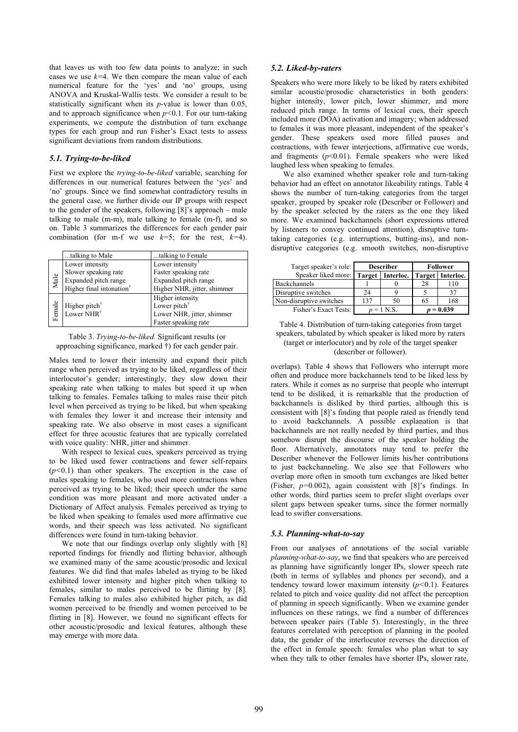that leaves us with too few data points to analyze; in such cases we use $k$=4. We then compare the mean value of each numerical feature for the 'yes' and 'no' groups, using ANOVA and Kruskal-Wallis tests. We consider a result to be statistically significant when its $p$-value is lower than 0.05, and to approach significance when $p$<0.1. For our turn-taking experiments, we compute the distribution of turn exchange types for each group and run Fisher's Exact tests to assess significant deviations from random distributions.

### 5.1. Trying-to-be-liked

First we explore the *trying-to-be-liked* variable, searching for differences in our numerical features between the 'yes' and 'no' groups. Since we find somewhat contradictory results in the general case, we further divide our IP groups with respect to the gender of the speakers, following [8]'s approach – male talking to male (m-m), male talking to female (m-f), and so on. Table 3 summarizes the differences for each gender pair combination (for m-f we use $k$=5; for the rest, $k$=4).

| | ...talking to Male | ...talking to Female |
|---|---|---|
| Male | Lower intensity<br>Slower speaking rate<br>Expanded pitch range<br>Higher final intonation† | Lower intensity†<br>Faster speaking rate<br>Expanded pitch range<br>Higher NHR, jitter, shimmer |
| Female | Higher pitch†<br>Lower NHR† | Higher intensity<br>Lower pitch†<br>Lower NHR, jitter, shimmer<br>Faster speaking rate |

Table 3. *Trying-to-be-liked.* Significant results (or approaching significance, marked †) for each gender pair.

Males tend to lower their intensity and expand their pitch range when perceived as trying to be liked, regardless of their interlocutor's gender; interestingly, they slow down their speaking rate when talking to males but speed it up when talking to females. Females talking to males raise their pitch level when perceived as trying to be liked, but when speaking with females they lower it and increase their intensity and speaking rate. We also observe in most cases a significant effect for three acoustic features that are typically correlated with voice quality: NHR, jitter and shimmer.

With respect to lexical cues, speakers perceived as trying to be liked used fewer contractions and fewer self-repairs ($p$<0.1) than other speakers. The exception is the case of males speaking to females, who used more contractions when perceived as trying to be liked; their speech under the same condition was more pleasant and more activated under a Dictionary of Affect analysis. Females perceived as trying to be liked when speaking to females used more affirmative cue words, and their speech was less activated. No significant differences were found in turn-taking behavior.

We note that our findings overlap only slightly with [8] reported findings for friendly and flirting behavior, although we examined many of the same acoustic/prosodic and lexical features. We did find that males labeled as trying to be liked exhibited lower intensity and higher pitch when talking to females, similar to males perceived to be flirting by [8]. Females talking to males also exhibited higher pitch, as did women perceived to be friendly and women perceived to be flirting in [8]. However, we found no significant effects for other acoustic/prosodic and lexical features, although these may emerge with more data.

### 5.2. Liked-by-raters

Speakers who were more likely to be liked by raters exhibited similar acoustic/prosodic characteristics in both genders: higher intensity, lower pitch, lower shimmer, and more reduced pitch range. In terms of lexical cues, their speech included more (DOA) activation and imagery; when addressed to females it was more pleasant, independent of the speaker's gender. These speakers used more filled pauses and contractions, with fewer interjections, affirmative cue words, and fragments ($p$<0.01). Female speakers who were liked laughed less when speaking to females.

We also examined whether speaker role and turn-taking behavior had an effect on annotator likeability ratings. Table 4 shows the number of turn-taking categories from the target speaker, grouped by speaker role (Describer or Follower) and by the speaker selected by the raters as the one they liked more. We examined backchannels (short expressions uttered by listeners to convey continued attention), disruptive turn-taking categories (e.g. interruptions, butting-ins), and non-disruptive categories (e.g. smooth switches, non-disruptive overlaps). Table 4 shows that Followers who interrupt more often and produce more backchannels tend to be liked less by raters. While it comes as no surprise that people who interrupt tend to be disliked, it is remarkable that the production of backchannels is disliked by third parties, although this is consistent with [8]'s finding that people rated as friendly tend to avoid backchannels. A possible explanation is that backchannels are not really needed by third parties, and thus somehow disrupt the discourse of the speaker holding the floor. Alternatively, annotators may tend to prefer the Describer whenever the Follower limits his/her contributions to just backchanneling. We also see that Followers who overlap more often in smooth turn exchanges are liked better (Fisher, $p$=0.002), again consistent with [8]'s findings. In other words, third parties seem to prefer slight overlaps over silent gaps between speaker turns, since the former normally lead to swifter conversations.

| Target speaker's role: | **Describer** | | **Follower** | |
|---|---|---|---|---|
| Speaker liked more: | **Target** | **Interloc.** | **Target** | **Interloc.** |
| Backchannels | 1 | 0 | 28 | 110 |
| Disruptive switches | 24 | 9 | 5 | 37 |
| Non-disruptive switches | 137 | 50 | 65 | 168 |
| Fisher's Exact Tests: | $p$ = 1 N.S. | | **$p$ = 0.039** | |

Table 4. Distribution of turn-taking categories from target speakers, tabulated by which speaker is liked more by raters (target or interlocutor) and by role of the target speaker (describer or follower).

### 5.3. Planning-what-to-say

From our analyses of annotations of the social variable *planning-what-to-say*, we find that speakers who are perceived as planning have significantly longer IPs, slower speech rate (both in terms of syllables and phones per second), and a tendency toward lower maximum intensity ($p$<0.1). Features related to pitch and voice quality did not affect the perception of planning in speech significantly. When we examine gender influences on these ratings, we find a number of differences between speaker pairs (Table 5). Interestingly, in the three features correlated with perception of planning in the pooled data, the gender of the interlocutor reverses the direction of the effect in female speech: females who plan what to say when they talk to other females have shorter IPs, slower rate,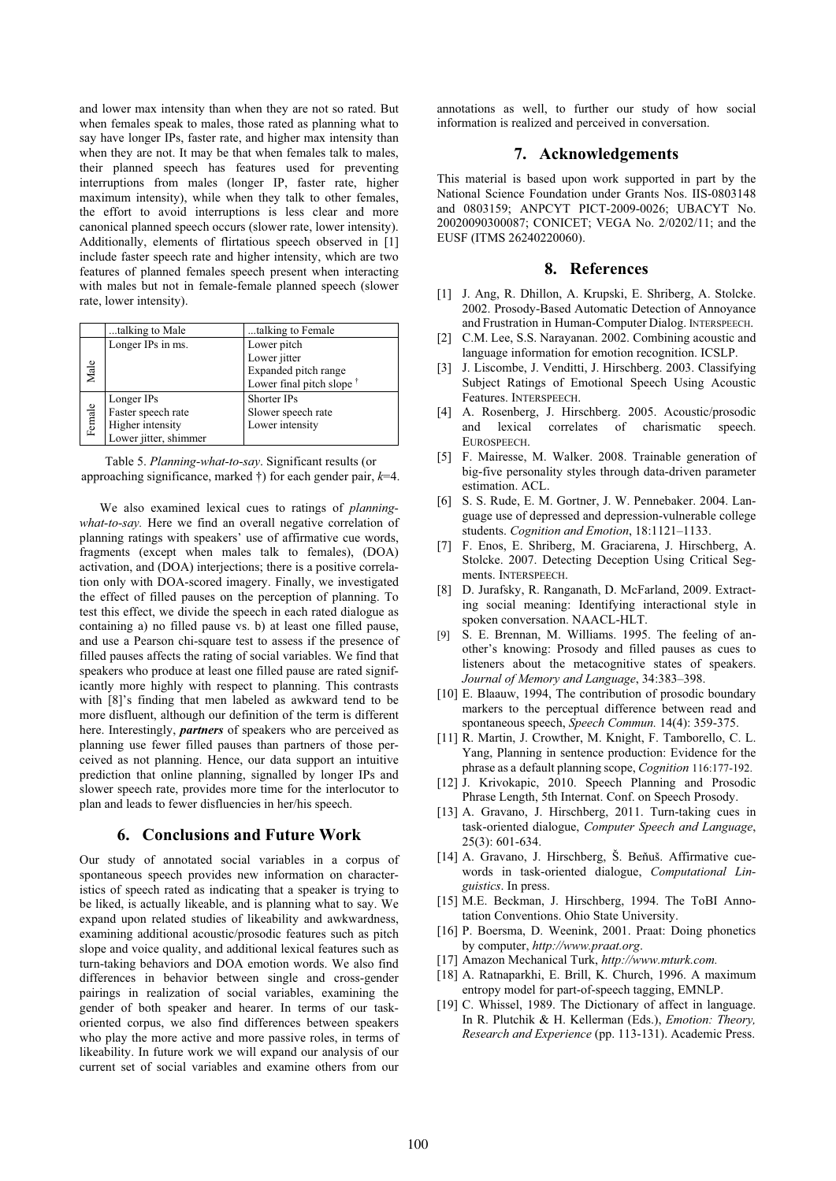and lower max intensity than when they are not so rated. But when females speak to males, those rated as planning what to say have longer IPs, faster rate, and higher max intensity than when they are not. It may be that when females talk to males, their planned speech has features used for preventing interruptions from males (longer IP, faster rate, higher maximum intensity), while when they talk to other females, the effort to avoid interruptions is less clear and more canonical planned speech occurs (slower rate, lower intensity). Additionally, elements of flirtatious speech observed in [1] include faster speech rate and higher intensity, which are two features of planned females speech present when interacting with males but not in female-female planned speech (slower rate, lower intensity).

| | ...talking to Male | ...talking to Female |
|---|---|---|
| Male | Longer IPs in ms. | Lower pitch<br>Lower jitter<br>Expanded pitch range<br>Lower final pitch slope † |
| Female | Longer IPs<br>Faster speech rate<br>Higher intensity<br>Lower jitter, shimmer | Shorter IPs<br>Slower speech rate<br>Lower intensity |

Table 5. *Planning-what-to-say*. Significant results (or approaching significance, marked †) for each gender pair, *k*=4.

We also examined lexical cues to ratings of *planning-what-to-say.* Here we find an overall negative correlation of planning ratings with speakers' use of affirmative cue words, fragments (except when males talk to females), (DOA) activation, and (DOA) interjections; there is a positive correlation only with DOA-scored imagery. Finally, we investigated the effect of filled pauses on the perception of planning. To test this effect, we divide the speech in each rated dialogue as containing a) no filled pause vs. b) at least one filled pause, and use a Pearson chi-square test to assess if the presence of filled pauses affects the rating of social variables. We find that speakers who produce at least one filled pause are rated significantly more highly with respect to planning. This contrasts with [8]'s finding that men labeled as awkward tend to be more disfluent, although our definition of the term is different here. Interestingly, ***partners*** of speakers who are perceived as planning use fewer filled pauses than partners of those perceived as not planning. Hence, our data support an intuitive prediction that online planning, signalled by longer IPs and slower speech rate, provides more time for the interlocutor to plan and leads to fewer disfluencies in her/his speech.

## 6. Conclusions and Future Work

Our study of annotated social variables in a corpus of spontaneous speech provides new information on characteristics of speech rated as indicating that a speaker is trying to be liked, is actually likeable, and is planning what to say. We expand upon related studies of likeability and awkwardness, examining additional acoustic/prosodic features such as pitch slope and voice quality, and additional lexical features such as turn-taking behaviors and DOA emotion words. We also find differences in behavior between single and cross-gender pairings in realization of social variables, examining the gender of both speaker and hearer. In terms of our task-oriented corpus, we also find differences between speakers who play the more active and more passive roles, in terms of likeability. In future work we will expand our analysis of our current set of social variables and examine others from our annotations as well, to further our study of how social information is realized and perceived in conversation.

## 7. Acknowledgements

This material is based upon work supported in part by the National Science Foundation under Grants Nos. IIS-0803148 and 0803159; ANPCYT PICT-2009-0026; UBACYT No. 20020090300087; CONICET; VEGA No. 2/0202/11; and the EUSF (ITMS 26240220060).

## 8. References

[1] J. Ang, R. Dhillon, A. Krupski, E. Shriberg, A. Stolcke. 2002. Prosody-Based Automatic Detection of Annoyance and Frustration in Human-Computer Dialog. INTERSPEECH.

[2] C.M. Lee, S.S. Narayanan. 2002. Combining acoustic and language information for emotion recognition. ICSLP.

[3] J. Liscombe, J. Venditti, J. Hirschberg. 2003. Classifying Subject Ratings of Emotional Speech Using Acoustic Features. INTERSPEECH.

[4] A. Rosenberg, J. Hirschberg. 2005. Acoustic/prosodic and lexical correlates of charismatic speech. EUROSPEECH.

[5] F. Mairesse, M. Walker. 2008. Trainable generation of big-five personality styles through data-driven parameter estimation. ACL.

[6] S. S. Rude, E. M. Gortner, J. W. Pennebaker. 2004. Language use of depressed and depression-vulnerable college students. *Cognition and Emotion*, 18:1121–1133.

[7] F. Enos, E. Shriberg, M. Graciarena, J. Hirschberg, A. Stolcke. 2007. Detecting Deception Using Critical Segments. INTERSPEECH.

[8] D. Jurafsky, R. Ranganath, D. McFarland, 2009. Extracting social meaning: Identifying interactional style in spoken conversation. NAACL-HLT.

[9] S. E. Brennan, M. Williams. 1995. The feeling of another's knowing: Prosody and filled pauses as cues to listeners about the metacognitive states of speakers. *Journal of Memory and Language*, 34:383–398.

[10] E. Blaauw, 1994, The contribution of prosodic boundary markers to the perceptual difference between read and spontaneous speech, *Speech Commun.* 14(4): 359-375.

[11] R. Martin, J. Crowther, M. Knight, F. Tamborello, C. L. Yang, Planning in sentence production: Evidence for the phrase as a default planning scope, *Cognition* 116:177-192.

[12] J. Krivokapic, 2010. Speech Planning and Prosodic Phrase Length, 5th Internat. Conf. on Speech Prosody.

[13] A. Gravano, J. Hirschberg, 2011. Turn-taking cues in task-oriented dialogue, *Computer Speech and Language*, 25(3): 601-634.

[14] A. Gravano, J. Hirschberg, Š. Beňuš. Affirmative cue-words in task-oriented dialogue, *Computational Linguistics*. In press.

[15] M.E. Beckman, J. Hirschberg, 1994. The ToBI Annotation Conventions. Ohio State University.

[16] P. Boersma, D. Weenink, 2001. Praat: Doing phonetics by computer, *http://www.praat.org*.

[17] Amazon Mechanical Turk, *http://www.mturk.com.*

[18] A. Ratnaparkhi, E. Brill, K. Church, 1996. A maximum entropy model for part-of-speech tagging, EMNLP.

[19] C. Whissel, 1989. The Dictionary of affect in language. In R. Plutchik & H. Kellerman (Eds.), *Emotion: Theory, Research and Experience* (pp. 113-131). Academic Press.